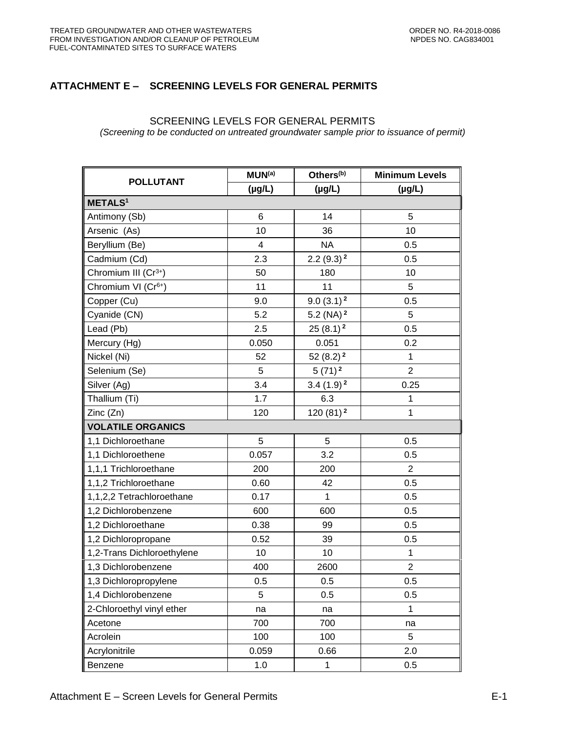## ATTACHMENT E – SCREENING LEVELS FOR GENERAL PERMITS

SCREENING LEVELS FOR GENERAL PERMITS

*(Screening to be conducted on untreated groundwater sample prior to issuance of permit)*

| POLLUTANT | MUN[(a)] | Others[(b)] | Minimum Levels |
|---|---|---|---|
| | (µg/L) | (µg/L) | (µg/L) |
| **METALS[1]** | | | |
| Antimony (Sb) | 6 | 14 | 5 |
| Arsenic (As) | 10 | 36 | 10 |
| Beryllium (Be) | 4 | NA | 0.5 |
| Cadmium (Cd) | 2.3 | 2.2 (9.3) [2] | 0.5 |
| Chromium III ($Cr^{3+}$) | 50 | 180 | 10 |
| Chromium VI ($Cr^{6+}$) | 11 | 11 | 5 |
| Copper (Cu) | 9.0 | 9.0 (3.1) [2] | 0.5 |
| Cyanide (CN) | 5.2 | 5.2 (NA) [2] | 5 |
| Lead (Pb) | 2.5 | 25 (8.1) [2] | 0.5 |
| Mercury (Hg) | 0.050 | 0.051 | 0.2 |
| Nickel (Ni) | 52 | 52 (8.2) [2] | 1 |
| Selenium (Se) | 5 | 5 (71) [2] | 2 |
| Silver (Ag) | 3.4 | 3.4 (1.9) [2] | 0.25 |
| Thallium (Ti) | 1.7 | 6.3 | 1 |
| Zinc (Zn) | 120 | 120 (81) [2] | 1 |
| **VOLATILE ORGANICS** | | | |
| 1,1 Dichloroethane | 5 | 5 | 0.5 |
| 1,1 Dichloroethene | 0.057 | 3.2 | 0.5 |
| 1,1,1 Trichloroethane | 200 | 200 | 2 |
| 1,1,2 Trichloroethane | 0.60 | 42 | 0.5 |
| 1,1,2,2 Tetrachloroethane | 0.17 | 1 | 0.5 |
| 1,2 Dichlorobenzene | 600 | 600 | 0.5 |
| 1,2 Dichloroethane | 0.38 | 99 | 0.5 |
| 1,2 Dichloropropane | 0.52 | 39 | 0.5 |
| 1,2-Trans Dichloroethylene | 10 | 10 | 1 |
| 1,3 Dichlorobenzene | 400 | 2600 | 2 |
| 1,3 Dichloropropylene | 0.5 | 0.5 | 0.5 |
| 1,4 Dichlorobenzene | 5 | 0.5 | 0.5 |
| 2-Chloroethyl vinyl ether | na | na | 1 |
| Acetone | 700 | 700 | na |
| Acrolein | 100 | 100 | 5 |
| Acrylonitrile | 0.059 | 0.66 | 2.0 |
| Benzene | 1.0 | 1 | 0.5 |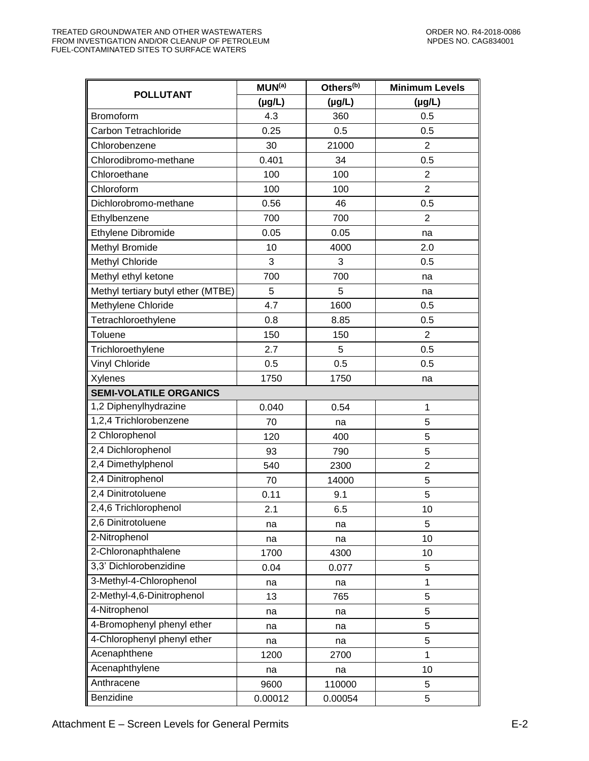| POLLUTANT | MUN[(a)] | Others[(b)] | Minimum Levels |
|---|---|---|---|
| | (µg/L) | (µg/L) | (µg/L) |
| Bromoform | 4.3 | 360 | 0.5 |
| Carbon Tetrachloride | 0.25 | 0.5 | 0.5 |
| Chlorobenzene | 30 | 21000 | 2 |
| Chlorodibromo-methane | 0.401 | 34 | 0.5 |
| Chloroethane | 100 | 100 | 2 |
| Chloroform | 100 | 100 | 2 |
| Dichlorobromo-methane | 0.56 | 46 | 0.5 |
| Ethylbenzene | 700 | 700 | 2 |
| Ethylene Dibromide | 0.05 | 0.05 | na |
| Methyl Bromide | 10 | 4000 | 2.0 |
| Methyl Chloride | 3 | 3 | 0.5 |
| Methyl ethyl ketone | 700 | 700 | na |
| Methyl tertiary butyl ether (MTBE) | 5 | 5 | na |
| Methylene Chloride | 4.7 | 1600 | 0.5 |
| Tetrachloroethylene | 0.8 | 8.85 | 0.5 |
| Toluene | 150 | 150 | 2 |
| Trichloroethylene | 2.7 | 5 | 0.5 |
| Vinyl Chloride | 0.5 | 0.5 | 0.5 |
| Xylenes | 1750 | 1750 | na |
| **SEMI-VOLATILE ORGANICS** | | | |
| 1,2 Diphenylhydrazine | 0.040 | 0.54 | 1 |
| 1,2,4 Trichlorobenzene | 70 | na | 5 |
| 2 Chlorophenol | 120 | 400 | 5 |
| 2,4 Dichlorophenol | 93 | 790 | 5 |
| 2,4 Dimethylphenol | 540 | 2300 | 2 |
| 2,4 Dinitrophenol | 70 | 14000 | 5 |
| 2,4 Dinitrotoluene | 0.11 | 9.1 | 5 |
| 2,4,6 Trichlorophenol | 2.1 | 6.5 | 10 |
| 2,6 Dinitrotoluene | na | na | 5 |
| 2-Nitrophenol | na | na | 10 |
| 2-Chloronaphthalene | 1700 | 4300 | 10 |
| 3,3' Dichlorobenzidine | 0.04 | 0.077 | 5 |
| 3-Methyl-4-Chlorophenol | na | na | 1 |
| 2-Methyl-4,6-Dinitrophenol | 13 | 765 | 5 |
| 4-Nitrophenol | na | na | 5 |
| 4-Bromophenyl phenyl ether | na | na | 5 |
| 4-Chlorophenyl phenyl ether | na | na | 5 |
| Acenaphthene | 1200 | 2700 | 1 |
| Acenaphthylene | na | na | 10 |
| Anthracene | 9600 | 110000 | 5 |
| Benzidine | 0.00012 | 0.00054 | 5 |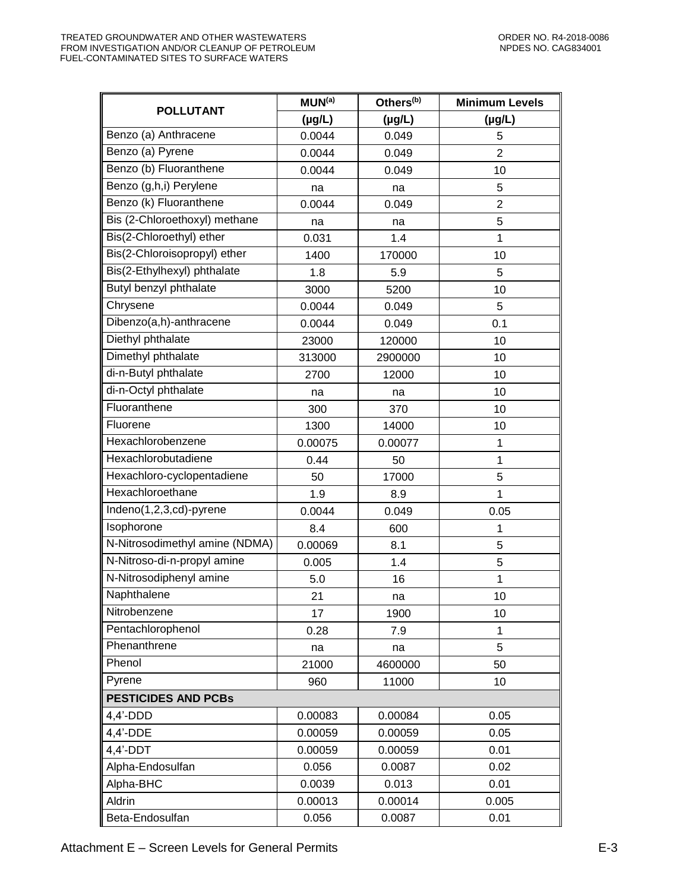| POLLUTANT | MUN[(a)] | Others[(b)] | Minimum Levels |
|---|---|---|---|
| | (µg/L) | (µg/L) | (µg/L) |
| Benzo (a) Anthracene | 0.0044 | 0.049 | 5 |
| Benzo (a) Pyrene | 0.0044 | 0.049 | 2 |
| Benzo (b) Fluoranthene | 0.0044 | 0.049 | 10 |
| Benzo (g,h,i) Perylene | na | na | 5 |
| Benzo (k) Fluoranthene | 0.0044 | 0.049 | 2 |
| Bis (2-Chloroethoxyl) methane | na | na | 5 |
| Bis(2-Chloroethyl) ether | 0.031 | 1.4 | 1 |
| Bis(2-Chloroisopropyl) ether | 1400 | 170000 | 10 |
| Bis(2-Ethylhexyl) phthalate | 1.8 | 5.9 | 5 |
| Butyl benzyl phthalate | 3000 | 5200 | 10 |
| Chrysene | 0.0044 | 0.049 | 5 |
| Dibenzo(a,h)-anthracene | 0.0044 | 0.049 | 0.1 |
| Diethyl phthalate | 23000 | 120000 | 10 |
| Dimethyl phthalate | 313000 | 2900000 | 10 |
| di-n-Butyl phthalate | 2700 | 12000 | 10 |
| di-n-Octyl phthalate | na | na | 10 |
| Fluoranthene | 300 | 370 | 10 |
| Fluorene | 1300 | 14000 | 10 |
| Hexachlorobenzene | 0.00075 | 0.00077 | 1 |
| Hexachlorobutadiene | 0.44 | 50 | 1 |
| Hexachloro-cyclopentadiene | 50 | 17000 | 5 |
| Hexachloroethane | 1.9 | 8.9 | 1 |
| Indeno(1,2,3,cd)-pyrene | 0.0044 | 0.049 | 0.05 |
| Isophorone | 8.4 | 600 | 1 |
| N-Nitrosodimethyl amine (NDMA) | 0.00069 | 8.1 | 5 |
| N-Nitroso-di-n-propyl amine | 0.005 | 1.4 | 5 |
| N-Nitrosodiphenyl amine | 5.0 | 16 | 1 |
| Naphthalene | 21 | na | 10 |
| Nitrobenzene | 17 | 1900 | 10 |
| Pentachlorophenol | 0.28 | 7.9 | 1 |
| Phenanthrene | na | na | 5 |
| Phenol | 21000 | 4600000 | 50 |
| Pyrene | 960 | 11000 | 10 |
| **PESTICIDES AND PCBs** | | | |
| 4,4'-DDD | 0.00083 | 0.00084 | 0.05 |
| 4,4'-DDE | 0.00059 | 0.00059 | 0.05 |
| 4,4'-DDT | 0.00059 | 0.00059 | 0.01 |
| Alpha-Endosulfan | 0.056 | 0.0087 | 0.02 |
| Alpha-BHC | 0.0039 | 0.013 | 0.01 |
| Aldrin | 0.00013 | 0.00014 | 0.005 |
| Beta-Endosulfan | 0.056 | 0.0087 | 0.01 |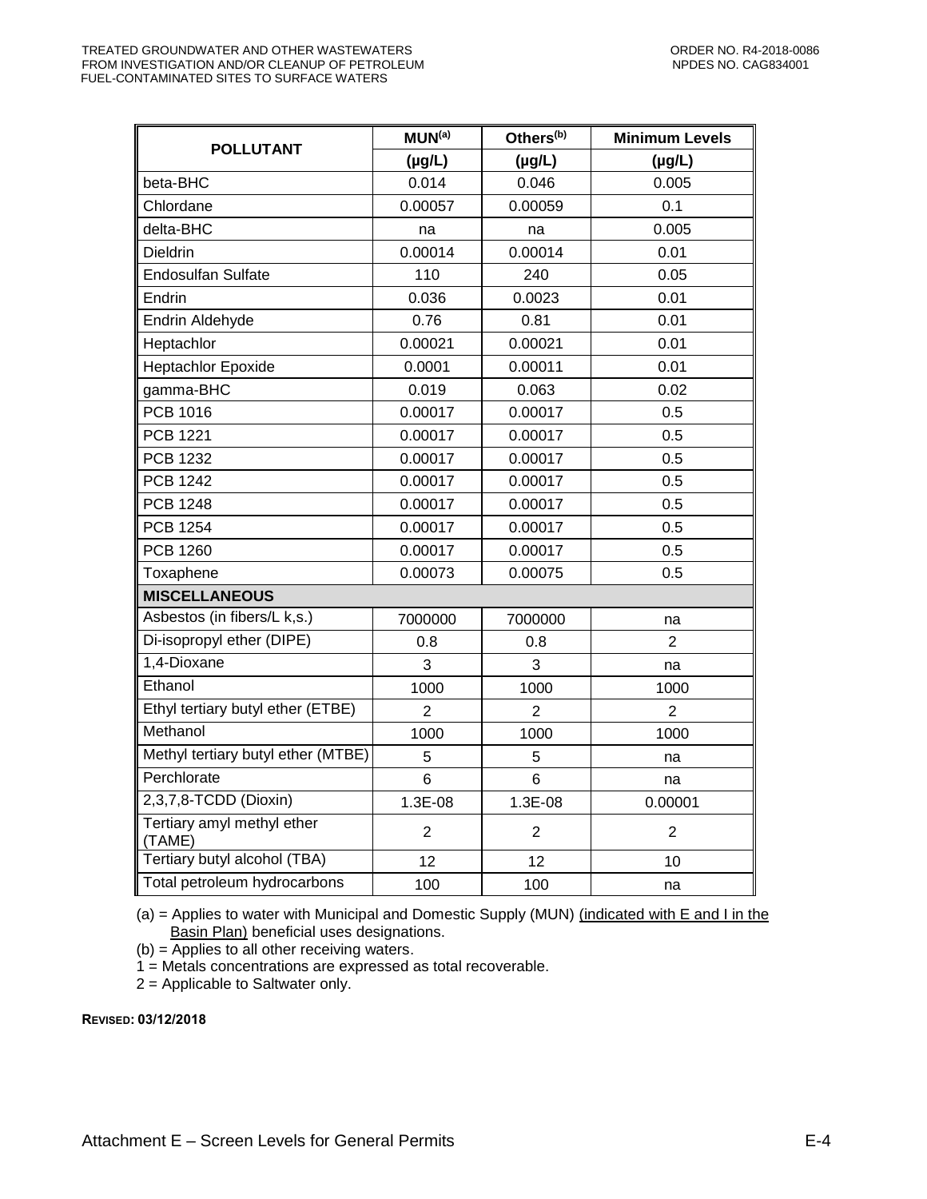| POLLUTANT | MUN[(a)] (μg/L) | Others[(b)] (μg/L) | Minimum Levels (μg/L) |
|---|---|---|---|
| beta-BHC | 0.014 | 0.046 | 0.005 |
| Chlordane | 0.00057 | 0.00059 | 0.1 |
| delta-BHC | na | na | 0.005 |
| Dieldrin | 0.00014 | 0.00014 | 0.01 |
| Endosulfan Sulfate | 110 | 240 | 0.05 |
| Endrin | 0.036 | 0.0023 | 0.01 |
| Endrin Aldehyde | 0.76 | 0.81 | 0.01 |
| Heptachlor | 0.00021 | 0.00021 | 0.01 |
| Heptachlor Epoxide | 0.0001 | 0.00011 | 0.01 |
| gamma-BHC | 0.019 | 0.063 | 0.02 |
| PCB 1016 | 0.00017 | 0.00017 | 0.5 |
| PCB 1221 | 0.00017 | 0.00017 | 0.5 |
| PCB 1232 | 0.00017 | 0.00017 | 0.5 |
| PCB 1242 | 0.00017 | 0.00017 | 0.5 |
| PCB 1248 | 0.00017 | 0.00017 | 0.5 |
| PCB 1254 | 0.00017 | 0.00017 | 0.5 |
| PCB 1260 | 0.00017 | 0.00017 | 0.5 |
| Toxaphene | 0.00073 | 0.00075 | 0.5 |
| **MISCELLANEOUS** | | | |
| Asbestos (in fibers/L k,s.) | 7000000 | 7000000 | na |
| Di-isopropyl ether (DIPE) | 0.8 | 0.8 | 2 |
| 1,4-Dioxane | 3 | 3 | na |
| Ethanol | 1000 | 1000 | 1000 |
| Ethyl tertiary butyl ether (ETBE) | 2 | 2 | 2 |
| Methanol | 1000 | 1000 | 1000 |
| Methyl tertiary butyl ether (MTBE) | 5 | 5 | na |
| Perchlorate | 6 | 6 | na |
| 2,3,7,8-TCDD (Dioxin) | 1.3E-08 | 1.3E-08 | 0.00001 |
| Tertiary amyl methyl ether (TAME) | 2 | 2 | 2 |
| Tertiary butyl alcohol (TBA) | 12 | 12 | 10 |
| Total petroleum hydrocarbons | 100 | 100 | na |

(a) = Applies to water with Municipal and Domestic Supply (MUN) (indicated with E and I in the Basin Plan) beneficial uses designations.

(b) = Applies to all other receiving waters.

1 = Metals concentrations are expressed as total recoverable.

2 = Applicable to Saltwater only.

**REVISED: 03/12/2018**